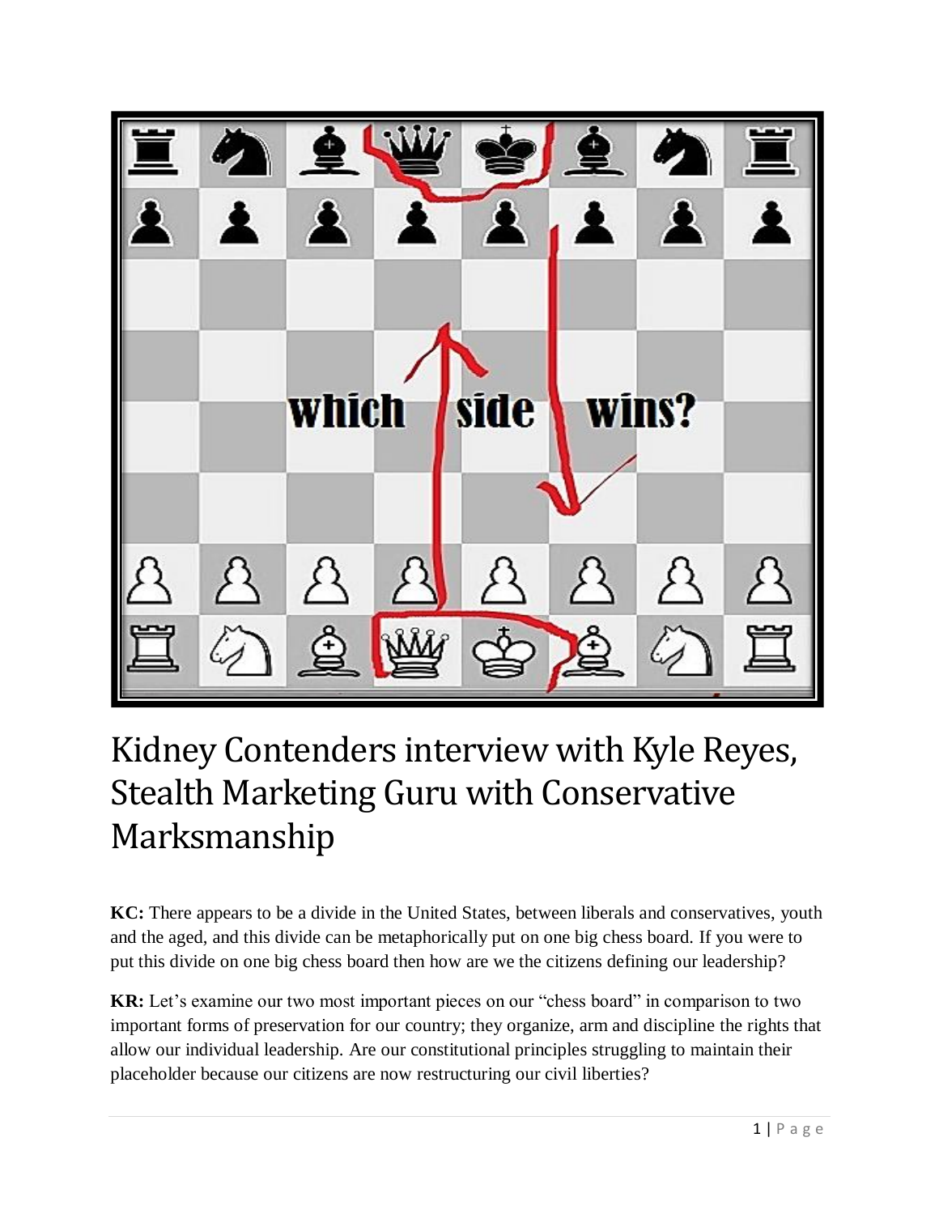# Kidney Contenders interview with Kyle Reyes, Stealth Marketing Guru with Conservative Marksmanship

**KC:** There appears to be a divide in the United States, between liberals and conservatives, youth and the aged, and this divide can be metaphorically put on one big chess board. If you were to put this divide on one big chess board then how are we the citizens defining our leadership?

**KR:** Let's examine our two most important pieces on our "chess board" in comparison to two important forms of preservation for our country; they organize, arm and discipline the rights that allow our individual leadership. Are our constitutional principles struggling to maintain their placeholder because our citizens are now restructuring our civil liberties?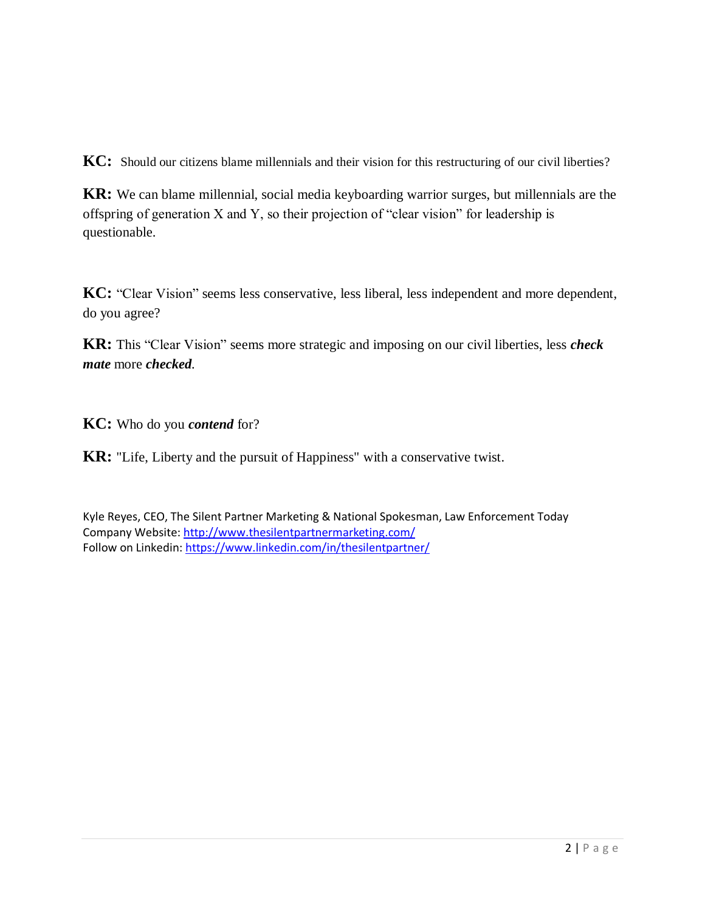**KC:** Should our citizens blame millennials and their vision for this restructuring of our civil liberties?

**KR:** We can blame millennial, social media keyboarding warrior surges, but millennials are the offspring of generation X and Y, so their projection of "clear vision" for leadership is questionable.

**KC:** "Clear Vision" seems less conservative, less liberal, less independent and more dependent, do you agree?

**KR:** This "Clear Vision" seems more strategic and imposing on our civil liberties, less ***check mate*** more ***checked***.

**KC:** Who do you ***contend*** for?

**KR:** "Life, Liberty and the pursuit of Happiness" with a conservative twist.

Kyle Reyes, CEO, The Silent Partner Marketing & National Spokesman, Law Enforcement Today
Company Website: http://www.thesilentpartnermarketing.com/
Follow on Linkedin: https://www.linkedin.com/in/thesilentpartner/